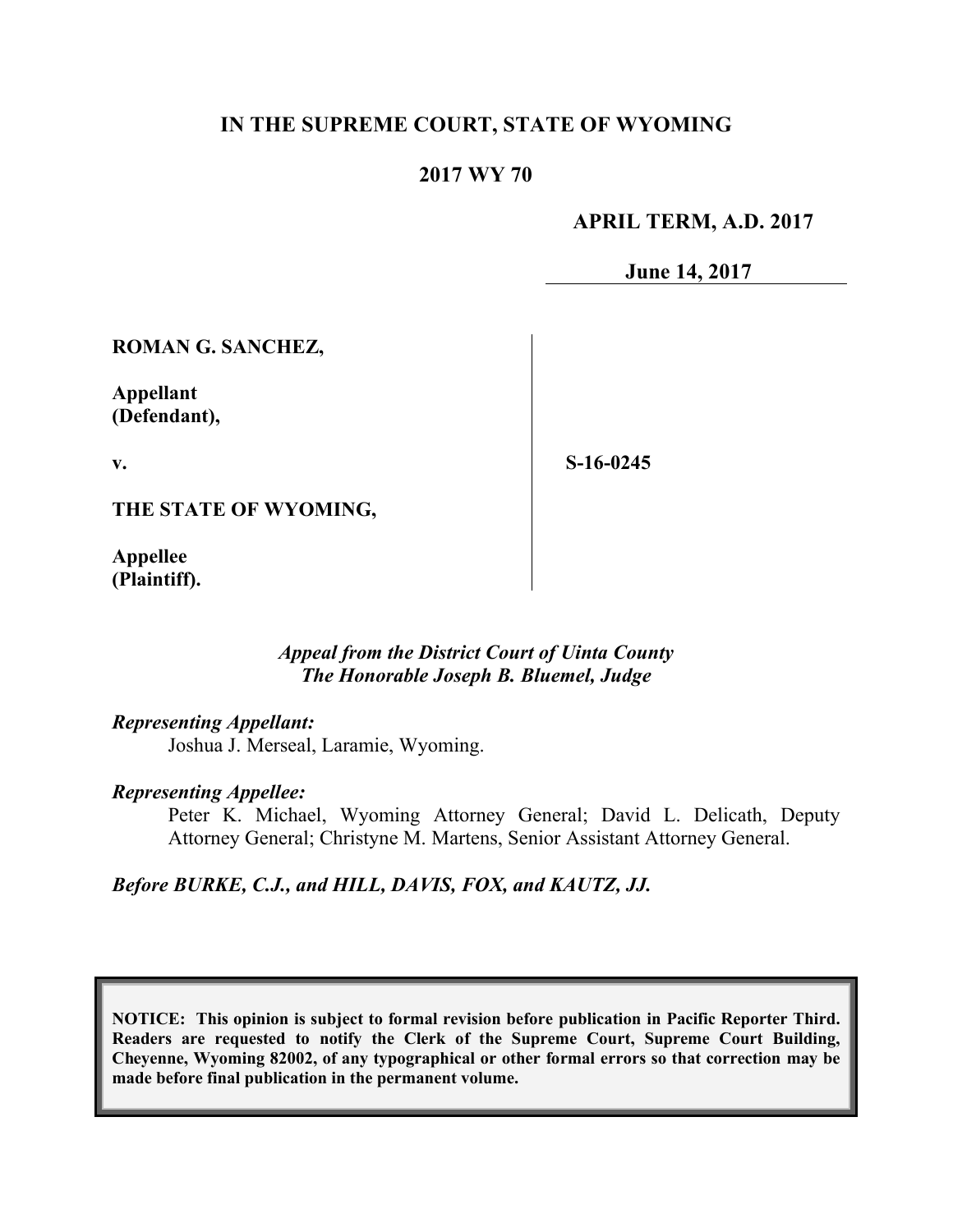# IN THE SUPREME COURT, STATE OF WYOMING

## 2017 WY 70

**APRIL TERM, A.D. 2017**

**June 14, 2017**

**ROMAN G. SANCHEZ,**

**Appellant (Defendant),**

**v.**

**THE STATE OF WYOMING,**

**Appellee (Plaintiff).**

**S-16-0245**

*Appeal from the District Court of Uinta County*
*The Honorable Joseph B. Bluemel, Judge*

*Representing Appellant:*
Joshua J. Merseal, Laramie, Wyoming.

*Representing Appellee:*
Peter K. Michael, Wyoming Attorney General; David L. Delicath, Deputy Attorney General; Christyne M. Martens, Senior Assistant Attorney General.

*Before BURKE, C.J., and HILL, DAVIS, FOX, and KAUTZ, JJ.*

**NOTICE: This opinion is subject to formal revision before publication in Pacific Reporter Third. Readers are requested to notify the Clerk of the Supreme Court, Supreme Court Building, Cheyenne, Wyoming 82002, of any typographical or other formal errors so that correction may be made before final publication in the permanent volume.**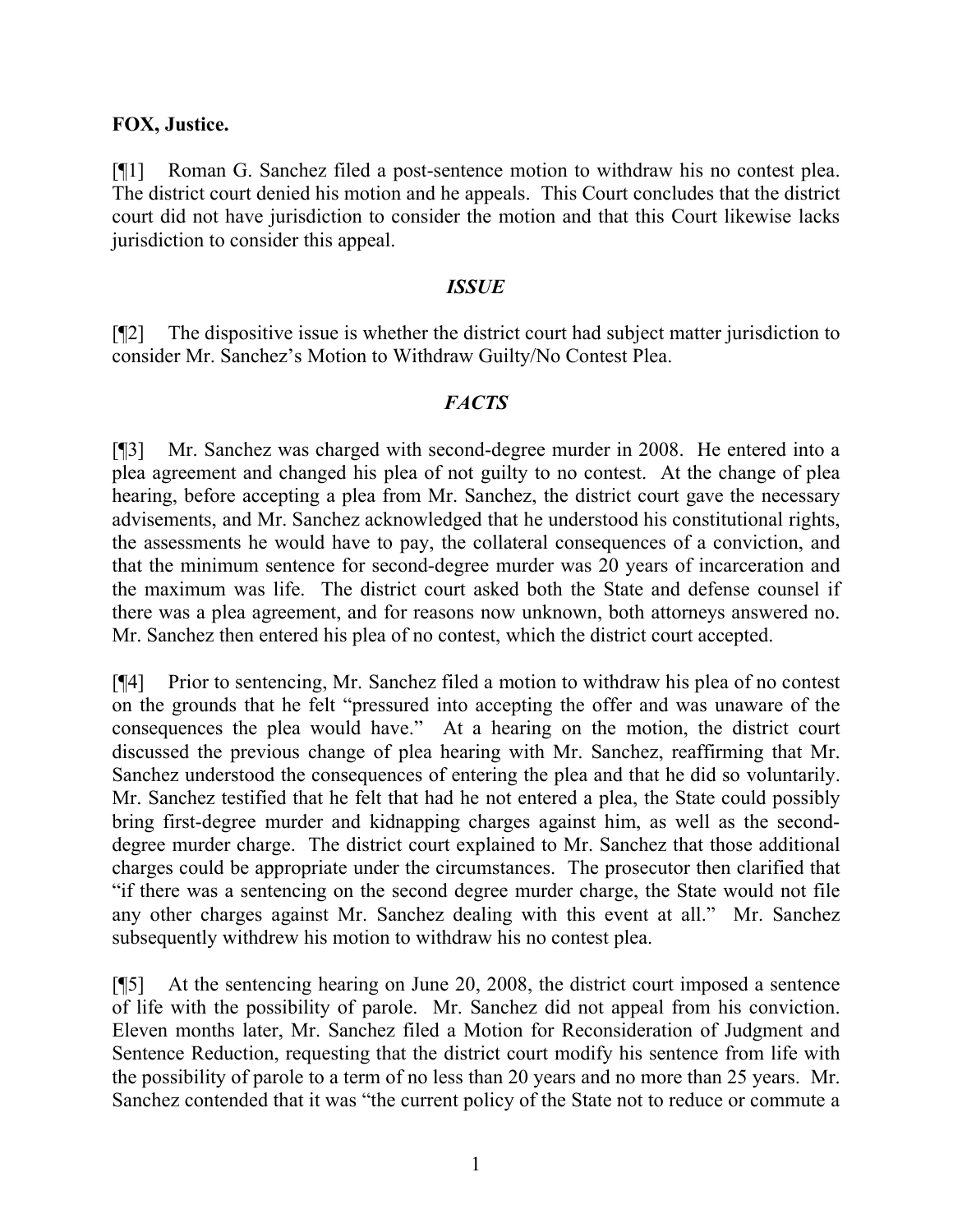**FOX, Justice.**

[¶1] Roman G. Sanchez filed a post-sentence motion to withdraw his no contest plea. The district court denied his motion and he appeals. This Court concludes that the district court did not have jurisdiction to consider the motion and that this Court likewise lacks jurisdiction to consider this appeal.

### *ISSUE*

[¶2] The dispositive issue is whether the district court had subject matter jurisdiction to consider Mr. Sanchez's Motion to Withdraw Guilty/No Contest Plea.

### *FACTS*

[¶3] Mr. Sanchez was charged with second-degree murder in 2008. He entered into a plea agreement and changed his plea of not guilty to no contest. At the change of plea hearing, before accepting a plea from Mr. Sanchez, the district court gave the necessary advisements, and Mr. Sanchez acknowledged that he understood his constitutional rights, the assessments he would have to pay, the collateral consequences of a conviction, and that the minimum sentence for second-degree murder was 20 years of incarceration and the maximum was life. The district court asked both the State and defense counsel if there was a plea agreement, and for reasons now unknown, both attorneys answered no. Mr. Sanchez then entered his plea of no contest, which the district court accepted.

[¶4] Prior to sentencing, Mr. Sanchez filed a motion to withdraw his plea of no contest on the grounds that he felt "pressured into accepting the offer and was unaware of the consequences the plea would have." At a hearing on the motion, the district court discussed the previous change of plea hearing with Mr. Sanchez, reaffirming that Mr. Sanchez understood the consequences of entering the plea and that he did so voluntarily. Mr. Sanchez testified that he felt that had he not entered a plea, the State could possibly bring first-degree murder and kidnapping charges against him, as well as the second-degree murder charge. The district court explained to Mr. Sanchez that those additional charges could be appropriate under the circumstances. The prosecutor then clarified that "if there was a sentencing on the second degree murder charge, the State would not file any other charges against Mr. Sanchez dealing with this event at all." Mr. Sanchez subsequently withdrew his motion to withdraw his no contest plea.

[¶5] At the sentencing hearing on June 20, 2008, the district court imposed a sentence of life with the possibility of parole. Mr. Sanchez did not appeal from his conviction. Eleven months later, Mr. Sanchez filed a Motion for Reconsideration of Judgment and Sentence Reduction, requesting that the district court modify his sentence from life with the possibility of parole to a term of no less than 20 years and no more than 25 years. Mr. Sanchez contended that it was "the current policy of the State not to reduce or commute a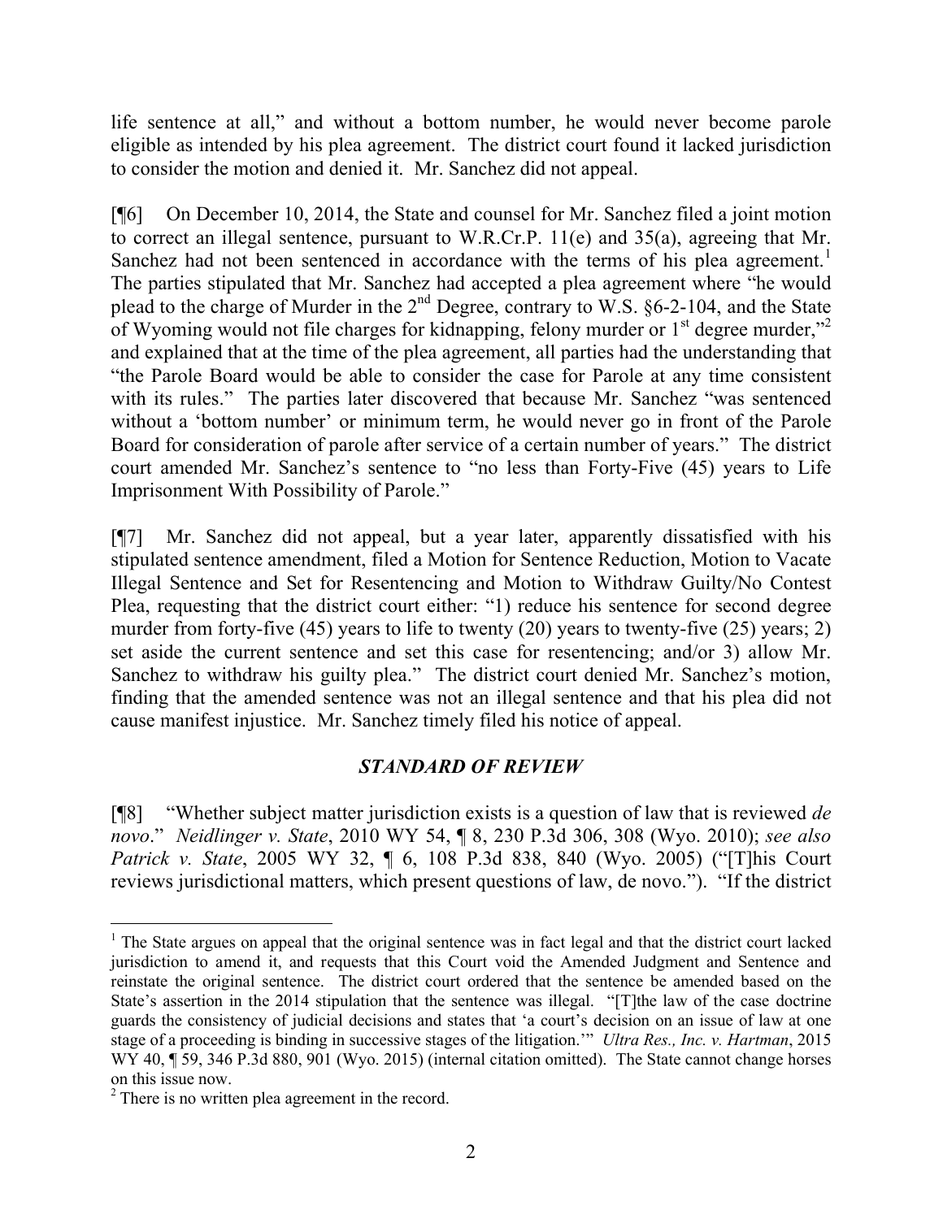life sentence at all," and without a bottom number, he would never become parole eligible as intended by his plea agreement. The district court found it lacked jurisdiction to consider the motion and denied it. Mr. Sanchez did not appeal.

[¶6] On December 10, 2014, the State and counsel for Mr. Sanchez filed a joint motion to correct an illegal sentence, pursuant to W.R.Cr.P. 11(e) and 35(a), agreeing that Mr. Sanchez had not been sentenced in accordance with the terms of his plea agreement.[1] The parties stipulated that Mr. Sanchez had accepted a plea agreement where "he would plead to the charge of Murder in the 2nd Degree, contrary to W.S. §6-2-104, and the State of Wyoming would not file charges for kidnapping, felony murder or 1st degree murder,"[2] and explained that at the time of the plea agreement, all parties had the understanding that "the Parole Board would be able to consider the case for Parole at any time consistent with its rules." The parties later discovered that because Mr. Sanchez "was sentenced without a 'bottom number' or minimum term, he would never go in front of the Parole Board for consideration of parole after service of a certain number of years." The district court amended Mr. Sanchez's sentence to "no less than Forty-Five (45) years to Life Imprisonment With Possibility of Parole."

[¶7] Mr. Sanchez did not appeal, but a year later, apparently dissatisfied with his stipulated sentence amendment, filed a Motion for Sentence Reduction, Motion to Vacate Illegal Sentence and Set for Resentencing and Motion to Withdraw Guilty/No Contest Plea, requesting that the district court either: "1) reduce his sentence for second degree murder from forty-five (45) years to life to twenty (20) years to twenty-five (25) years; 2) set aside the current sentence and set this case for resentencing; and/or 3) allow Mr. Sanchez to withdraw his guilty plea." The district court denied Mr. Sanchez's motion, finding that the amended sentence was not an illegal sentence and that his plea did not cause manifest injustice. Mr. Sanchez timely filed his notice of appeal.

## *STANDARD OF REVIEW*

[¶8] "Whether subject matter jurisdiction exists is a question of law that is reviewed *de novo*." *Neidlinger v. State*, 2010 WY 54, ¶ 8, 230 P.3d 306, 308 (Wyo. 2010); *see also Patrick v. State*, 2005 WY 32, ¶ 6, 108 P.3d 838, 840 (Wyo. 2005) ("[T]his Court reviews jurisdictional matters, which present questions of law, de novo."). "If the district

---

[1] The State argues on appeal that the original sentence was in fact legal and that the district court lacked jurisdiction to amend it, and requests that this Court void the Amended Judgment and Sentence and reinstate the original sentence. The district court ordered that the sentence be amended based on the State's assertion in the 2014 stipulation that the sentence was illegal. "[T]he law of the case doctrine guards the consistency of judicial decisions and states that 'a court's decision on an issue of law at one stage of a proceeding is binding in successive stages of the litigation.'" *Ultra Res., Inc. v. Hartman*, 2015 WY 40, ¶ 59, 346 P.3d 880, 901 (Wyo. 2015) (internal citation omitted). The State cannot change horses on this issue now.

[2] There is no written plea agreement in the record.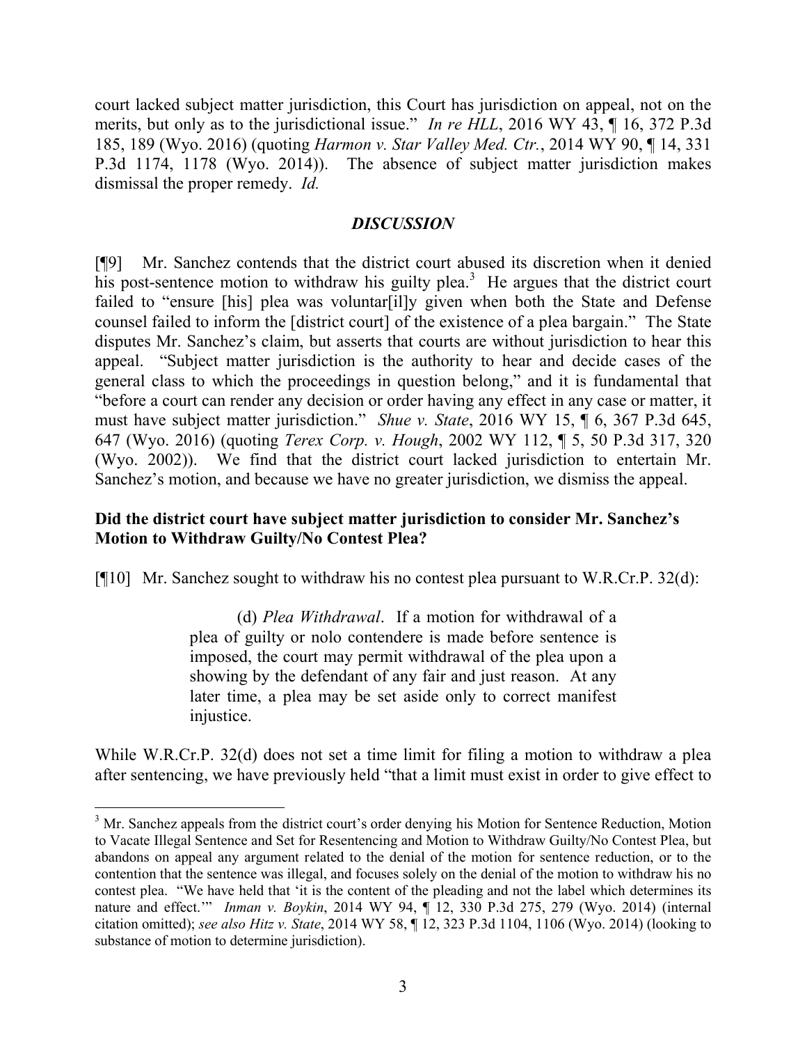court lacked subject matter jurisdiction, this Court has jurisdiction on appeal, not on the merits, but only as to the jurisdictional issue." *In re HLL*, 2016 WY 43, ¶ 16, 372 P.3d 185, 189 (Wyo. 2016) (quoting *Harmon v. Star Valley Med. Ctr.*, 2014 WY 90, ¶ 14, 331 P.3d 1174, 1178 (Wyo. 2014)). The absence of subject matter jurisdiction makes dismissal the proper remedy. *Id.*

## *DISCUSSION*

[¶9] Mr. Sanchez contends that the district court abused its discretion when it denied his post-sentence motion to withdraw his guilty plea.[3] He argues that the district court failed to "ensure [his] plea was voluntar[il]y given when both the State and Defense counsel failed to inform the [district court] of the existence of a plea bargain." The State disputes Mr. Sanchez's claim, but asserts that courts are without jurisdiction to hear this appeal. "Subject matter jurisdiction is the authority to hear and decide cases of the general class to which the proceedings in question belong," and it is fundamental that "before a court can render any decision or order having any effect in any case or matter, it must have subject matter jurisdiction." *Shue v. State*, 2016 WY 15, ¶ 6, 367 P.3d 645, 647 (Wyo. 2016) (quoting *Terex Corp. v. Hough*, 2002 WY 112, ¶ 5, 50 P.3d 317, 320 (Wyo. 2002)). We find that the district court lacked jurisdiction to entertain Mr. Sanchez's motion, and because we have no greater jurisdiction, we dismiss the appeal.

### Did the district court have subject matter jurisdiction to consider Mr. Sanchez's Motion to Withdraw Guilty/No Contest Plea?

[¶10] Mr. Sanchez sought to withdraw his no contest plea pursuant to W.R.Cr.P. 32(d):

> (d) *Plea Withdrawal*. If a motion for withdrawal of a plea of guilty or nolo contendere is made before sentence is imposed, the court may permit withdrawal of the plea upon a showing by the defendant of any fair and just reason. At any later time, a plea may be set aside only to correct manifest injustice.

While W.R.Cr.P. 32(d) does not set a time limit for filing a motion to withdraw a plea after sentencing, we have previously held "that a limit must exist in order to give effect to

---

[3] Mr. Sanchez appeals from the district court's order denying his Motion for Sentence Reduction, Motion to Vacate Illegal Sentence and Set for Resentencing and Motion to Withdraw Guilty/No Contest Plea, but abandons on appeal any argument related to the denial of the motion for sentence reduction, or to the contention that the sentence was illegal, and focuses solely on the denial of the motion to withdraw his no contest plea. "We have held that 'it is the content of the pleading and not the label which determines its nature and effect.'" *Inman v. Boykin*, 2014 WY 94, ¶ 12, 330 P.3d 275, 279 (Wyo. 2014) (internal citation omitted); *see also Hitz v. State*, 2014 WY 58, ¶ 12, 323 P.3d 1104, 1106 (Wyo. 2014) (looking to substance of motion to determine jurisdiction).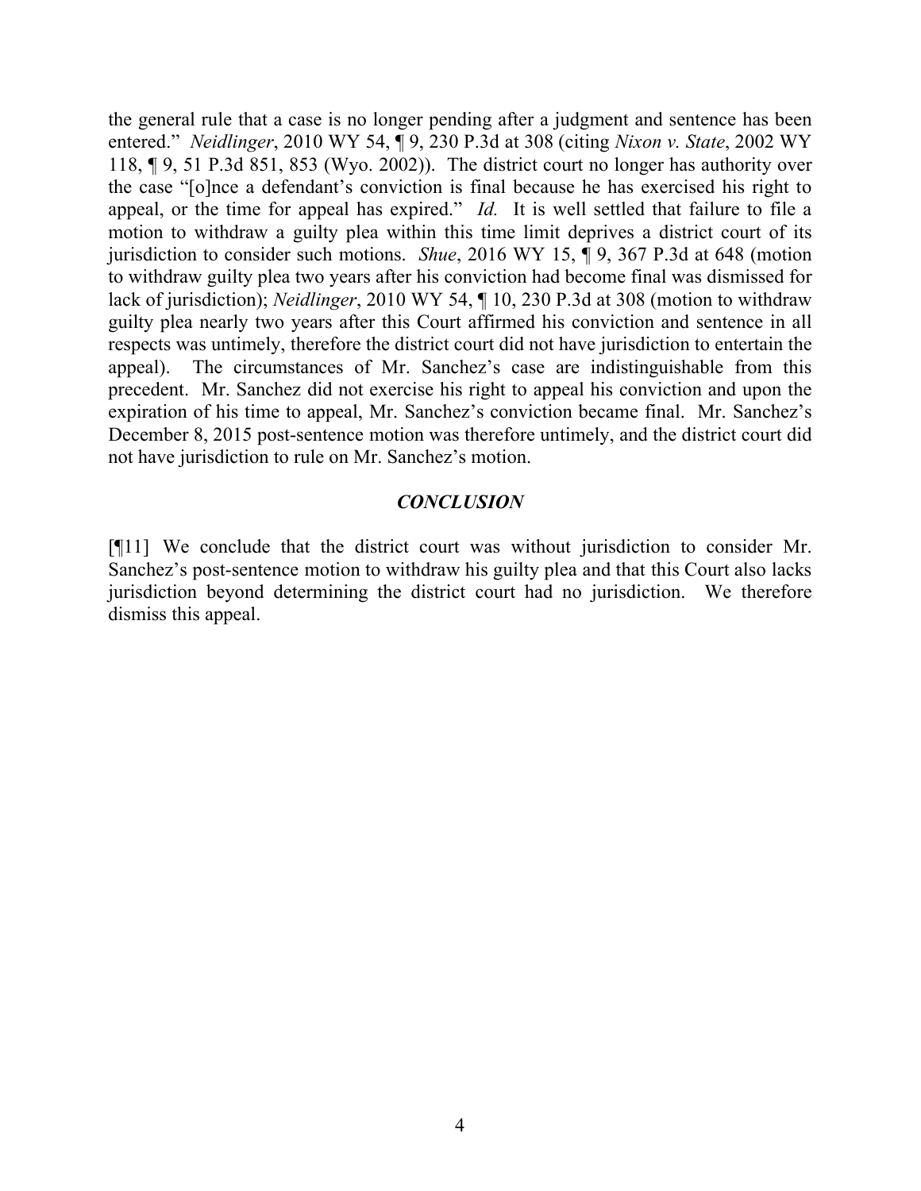the general rule that a case is no longer pending after a judgment and sentence has been entered." *Neidlinger*, 2010 WY 54, ¶ 9, 230 P.3d at 308 (citing *Nixon v. State*, 2002 WY 118, ¶ 9, 51 P.3d 851, 853 (Wyo. 2002)). The district court no longer has authority over the case "[o]nce a defendant's conviction is final because he has exercised his right to appeal, or the time for appeal has expired." *Id.* It is well settled that failure to file a motion to withdraw a guilty plea within this time limit deprives a district court of its jurisdiction to consider such motions. *Shue*, 2016 WY 15, ¶ 9, 367 P.3d at 648 (motion to withdraw guilty plea two years after his conviction had become final was dismissed for lack of jurisdiction); *Neidlinger*, 2010 WY 54, ¶ 10, 230 P.3d at 308 (motion to withdraw guilty plea nearly two years after this Court affirmed his conviction and sentence in all respects was untimely, therefore the district court did not have jurisdiction to entertain the appeal). The circumstances of Mr. Sanchez's case are indistinguishable from this precedent. Mr. Sanchez did not exercise his right to appeal his conviction and upon the expiration of his time to appeal, Mr. Sanchez's conviction became final. Mr. Sanchez's December 8, 2015 post-sentence motion was therefore untimely, and the district court did not have jurisdiction to rule on Mr. Sanchez's motion.

## *CONCLUSION*

[¶11] We conclude that the district court was without jurisdiction to consider Mr. Sanchez's post-sentence motion to withdraw his guilty plea and that this Court also lacks jurisdiction beyond determining the district court had no jurisdiction. We therefore dismiss this appeal.